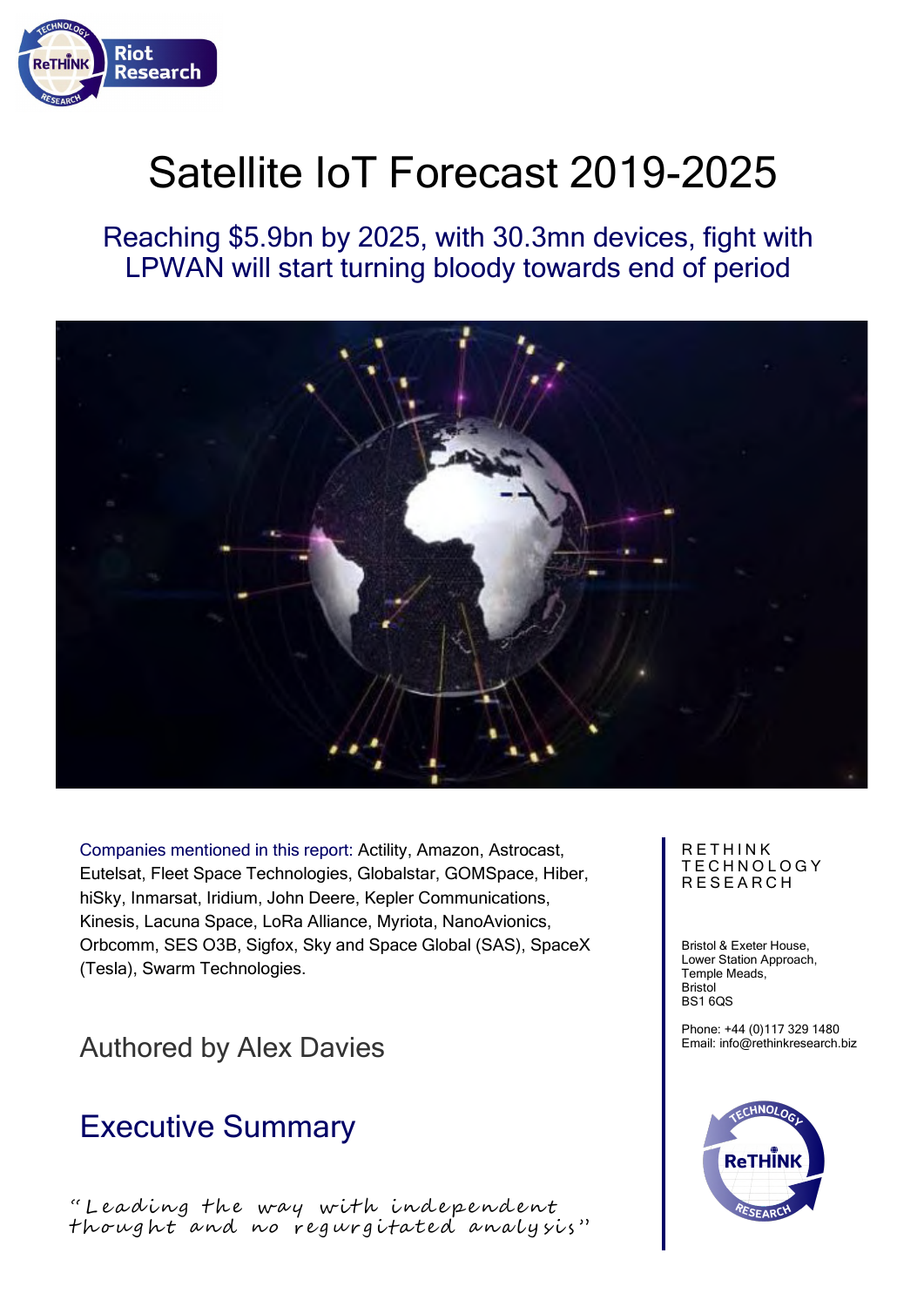# Satellite IoT Forecast 2019-2025

## Reaching $5.9bn by 2025, with 30.3mn devices, fight with LPWAN will start turning bloody towards end of period

Companies mentioned in this report: Actility, Amazon, Astrocast, Eutelsat, Fleet Space Technologies, Globalstar, GOMSpace, Hiber, hiSky, Inmarsat, Iridium, John Deere, Kepler Communications, Kinesis, Lacuna Space, LoRa Alliance, Myriota, NanoAvionics, Orbcomm, SES O3B, Sigfox, Sky and Space Global (SAS), SpaceX (Tesla), Swarm Technologies.

Authored by Alex Davies

## Executive Summary

*"Leading the way with independent thought and no regurgitated analysis"*

RETHINK TECHNOLOGY RESEARCH

Bristol & Exeter House,
Lower Station Approach,
Temple Meads,
Bristol
BS1 6QS

Phone: +44 (0)117 329 1480
Email: info@rethinkresearch.biz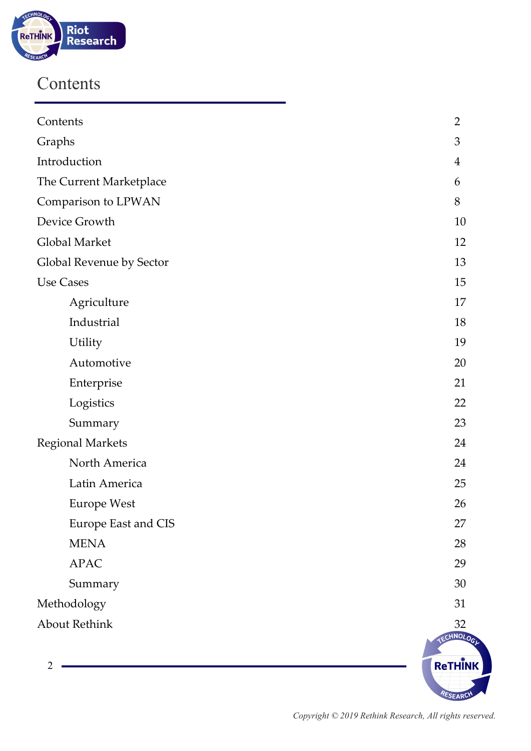# Contents

| | |
|---|---|
| Contents | 2 |
| Graphs | 3 |
| Introduction | 4 |
| The Current Marketplace | 6 |
| Comparison to LPWAN | 8 |
| Device Growth | 10 |
| Global Market | 12 |
| Global Revenue by Sector | 13 |
| Use Cases | 15 |
| Agriculture | 17 |
| Industrial | 18 |
| Utility | 19 |
| Automotive | 20 |
| Enterprise | 21 |
| Logistics | 22 |
| Summary | 23 |
| Regional Markets | 24 |
| North America | 24 |
| Latin America | 25 |
| Europe West | 26 |
| Europe East and CIS | 27 |
| MENA | 28 |
| APAC | 29 |
| Summary | 30 |
| Methodology | 31 |
| About Rethink | 32 |

*Copyright © 2019 Rethink Research, All rights reserved.*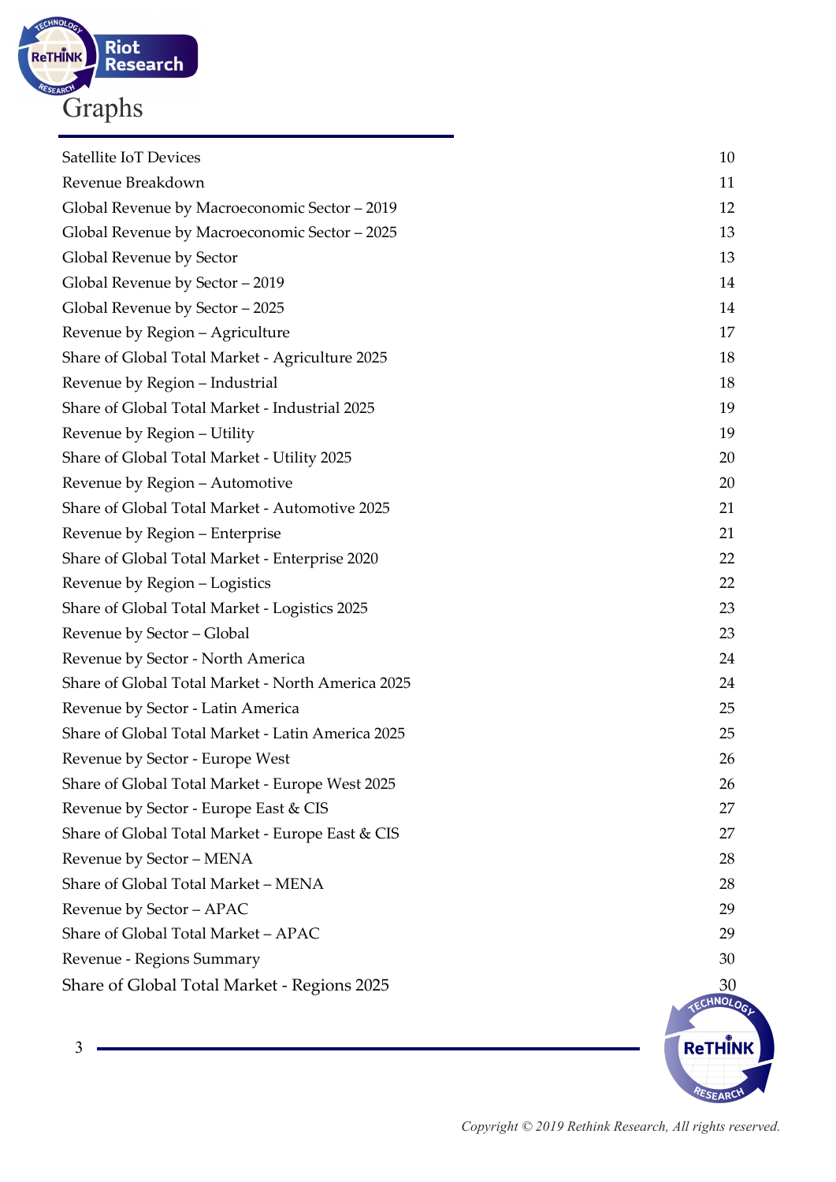# Graphs

| | |
|---|---|
| Satellite IoT Devices | 10 |
| Revenue Breakdown | 11 |
| Global Revenue by Macroeconomic Sector – 2019 | 12 |
| Global Revenue by Macroeconomic Sector – 2025 | 13 |
| Global Revenue by Sector | 13 |
| Global Revenue by Sector – 2019 | 14 |
| Global Revenue by Sector – 2025 | 14 |
| Revenue by Region – Agriculture | 17 |
| Share of Global Total Market - Agriculture 2025 | 18 |
| Revenue by Region – Industrial | 18 |
| Share of Global Total Market - Industrial 2025 | 19 |
| Revenue by Region – Utility | 19 |
| Share of Global Total Market - Utility 2025 | 20 |
| Revenue by Region – Automotive | 20 |
| Share of Global Total Market - Automotive 2025 | 21 |
| Revenue by Region – Enterprise | 21 |
| Share of Global Total Market - Enterprise 2020 | 22 |
| Revenue by Region – Logistics | 22 |
| Share of Global Total Market - Logistics 2025 | 23 |
| Revenue by Sector – Global | 23 |
| Revenue by Sector - North America | 24 |
| Share of Global Total Market - North America 2025 | 24 |
| Revenue by Sector - Latin America | 25 |
| Share of Global Total Market - Latin America 2025 | 25 |
| Revenue by Sector - Europe West | 26 |
| Share of Global Total Market - Europe West 2025 | 26 |
| Revenue by Sector - Europe East & CIS | 27 |
| Share of Global Total Market - Europe East & CIS | 27 |
| Revenue by Sector – MENA | 28 |
| Share of Global Total Market – MENA | 28 |
| Revenue by Sector – APAC | 29 |
| Share of Global Total Market – APAC | 29 |
| Revenue - Regions Summary | 30 |
| Share of Global Total Market - Regions 2025 | 30 |

*Copyright © 2019 Rethink Research, All rights reserved.*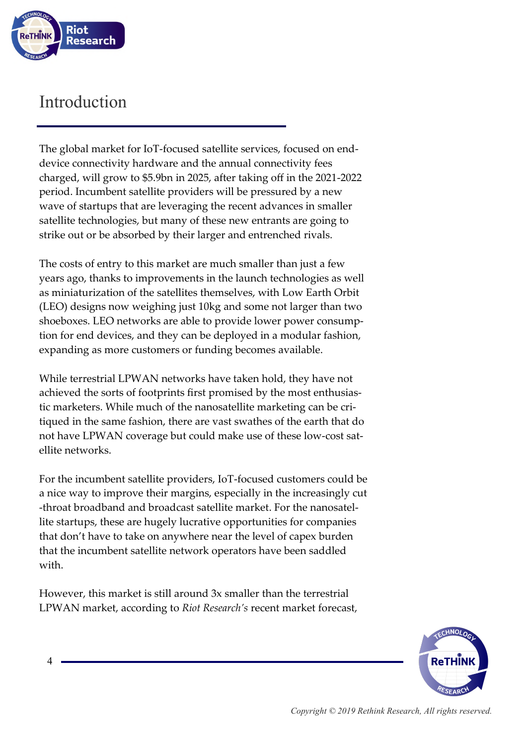# Introduction

The global market for IoT-focused satellite services, focused on end-device connectivity hardware and the annual connectivity fees charged, will grow to $5.9bn in 2025, after taking off in the 2021-2022 period. Incumbent satellite providers will be pressured by a new wave of startups that are leveraging the recent advances in smaller satellite technologies, but many of these new entrants are going to strike out or be absorbed by their larger and entrenched rivals.

The costs of entry to this market are much smaller than just a few years ago, thanks to improvements in the launch technologies as well as miniaturization of the satellites themselves, with Low Earth Orbit (LEO) designs now weighing just 10kg and some not larger than two shoeboxes. LEO networks are able to provide lower power consumption for end devices, and they can be deployed in a modular fashion, expanding as more customers or funding becomes available.

While terrestrial LPWAN networks have taken hold, they have not achieved the sorts of footprints first promised by the most enthusiastic marketers. While much of the nanosatellite marketing can be critiqued in the same fashion, there are vast swathes of the earth that do not have LPWAN coverage but could make use of these low-cost satellite networks.

For the incumbent satellite providers, IoT-focused customers could be a nice way to improve their margins, especially in the increasingly cut-throat broadband and broadcast satellite market. For the nanosatellite startups, these are hugely lucrative opportunities for companies that don't have to take on anywhere near the level of capex burden that the incumbent satellite network operators have been saddled with.

However, this market is still around 3x smaller than the terrestrial LPWAN market, according to *Riot Research's* recent market forecast,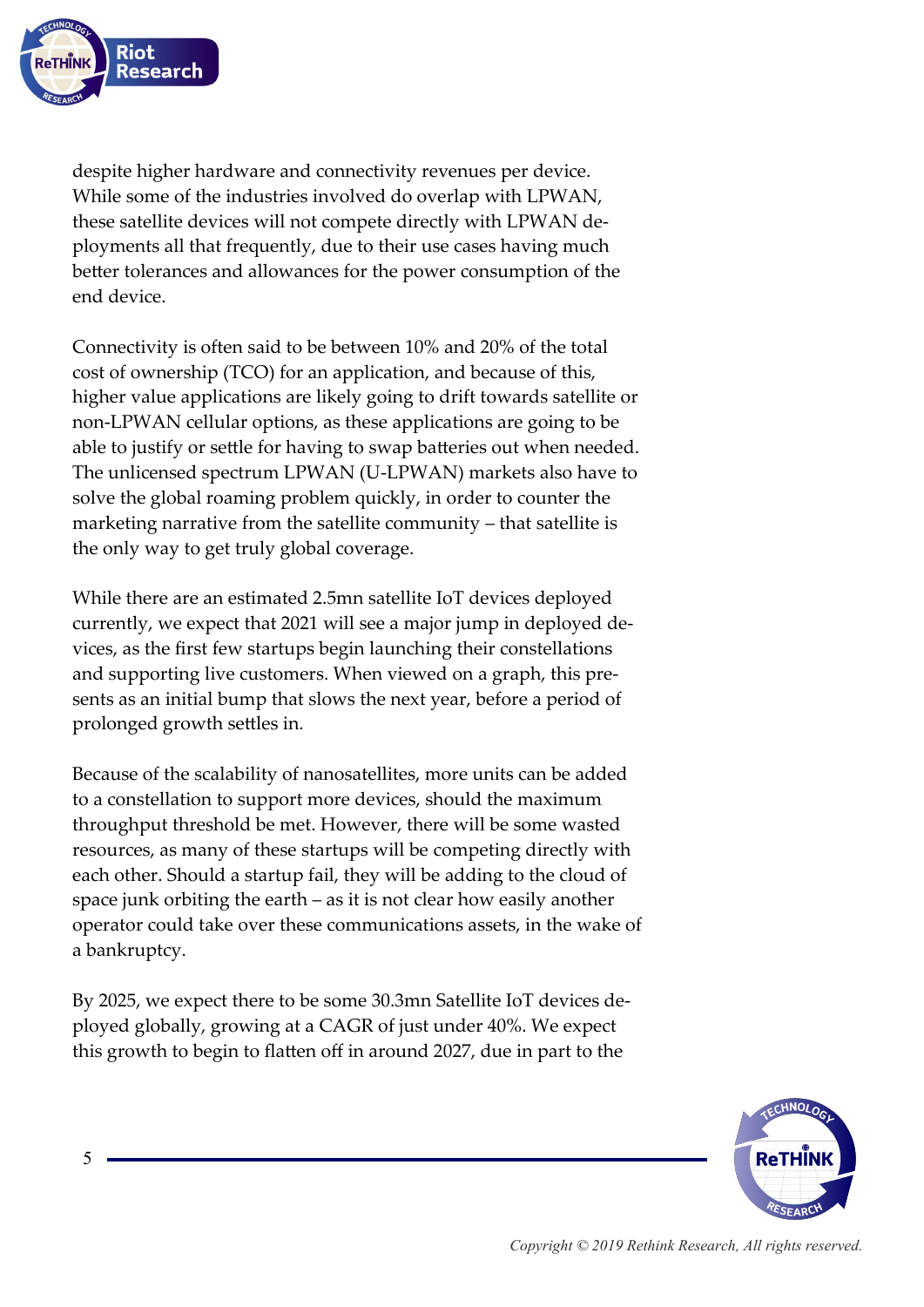despite higher hardware and connectivity revenues per device. While some of the industries involved do overlap with LPWAN, these satellite devices will not compete directly with LPWAN deployments all that frequently, due to their use cases having much better tolerances and allowances for the power consumption of the end device.

Connectivity is often said to be between 10% and 20% of the total cost of ownership (TCO) for an application, and because of this, higher value applications are likely going to drift towards satellite or non-LPWAN cellular options, as these applications are going to be able to justify or settle for having to swap batteries out when needed. The unlicensed spectrum LPWAN (U-LPWAN) markets also have to solve the global roaming problem quickly, in order to counter the marketing narrative from the satellite community – that satellite is the only way to get truly global coverage.

While there are an estimated 2.5mn satellite IoT devices deployed currently, we expect that 2021 will see a major jump in deployed devices, as the first few startups begin launching their constellations and supporting live customers. When viewed on a graph, this presents as an initial bump that slows the next year, before a period of prolonged growth settles in.

Because of the scalability of nanosatellites, more units can be added to a constellation to support more devices, should the maximum throughput threshold be met. However, there will be some wasted resources, as many of these startups will be competing directly with each other. Should a startup fail, they will be adding to the cloud of space junk orbiting the earth – as it is not clear how easily another operator could take over these communications assets, in the wake of a bankruptcy.

By 2025, we expect there to be some 30.3mn Satellite IoT devices deployed globally, growing at a CAGR of just under 40%. We expect this growth to begin to flatten off in around 2027, due in part to the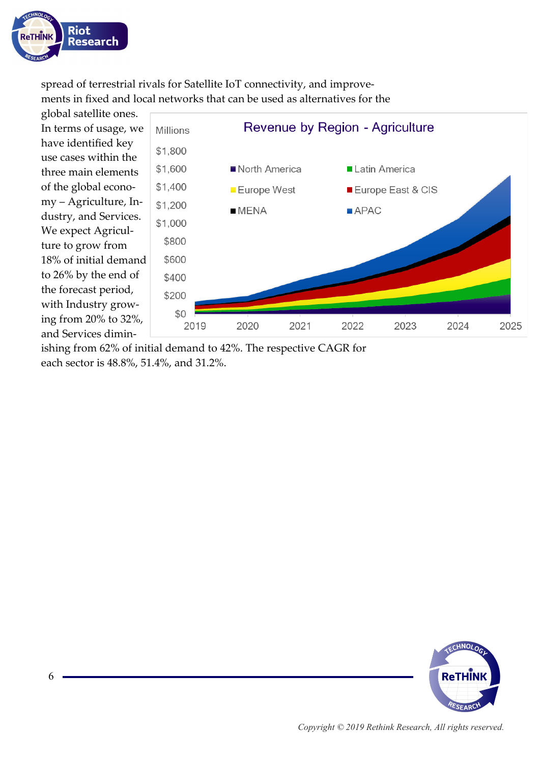spread of terrestrial rivals for Satellite IoT connectivity, and improvements in fixed and local networks that can be used as alternatives for the global satellite ones.

In terms of usage, we have identified key use cases within the three main elements of the global economy – Agriculture, Industry, and Services. We expect Agriculture to grow from 18% of initial demand to 26% by the end of the forecast period, with Industry growing from 20% to 32%, and Services diminishing from 62% of initial demand to 42%. The respective CAGR for each sector is 48.8%, 51.4%, and 31.2%.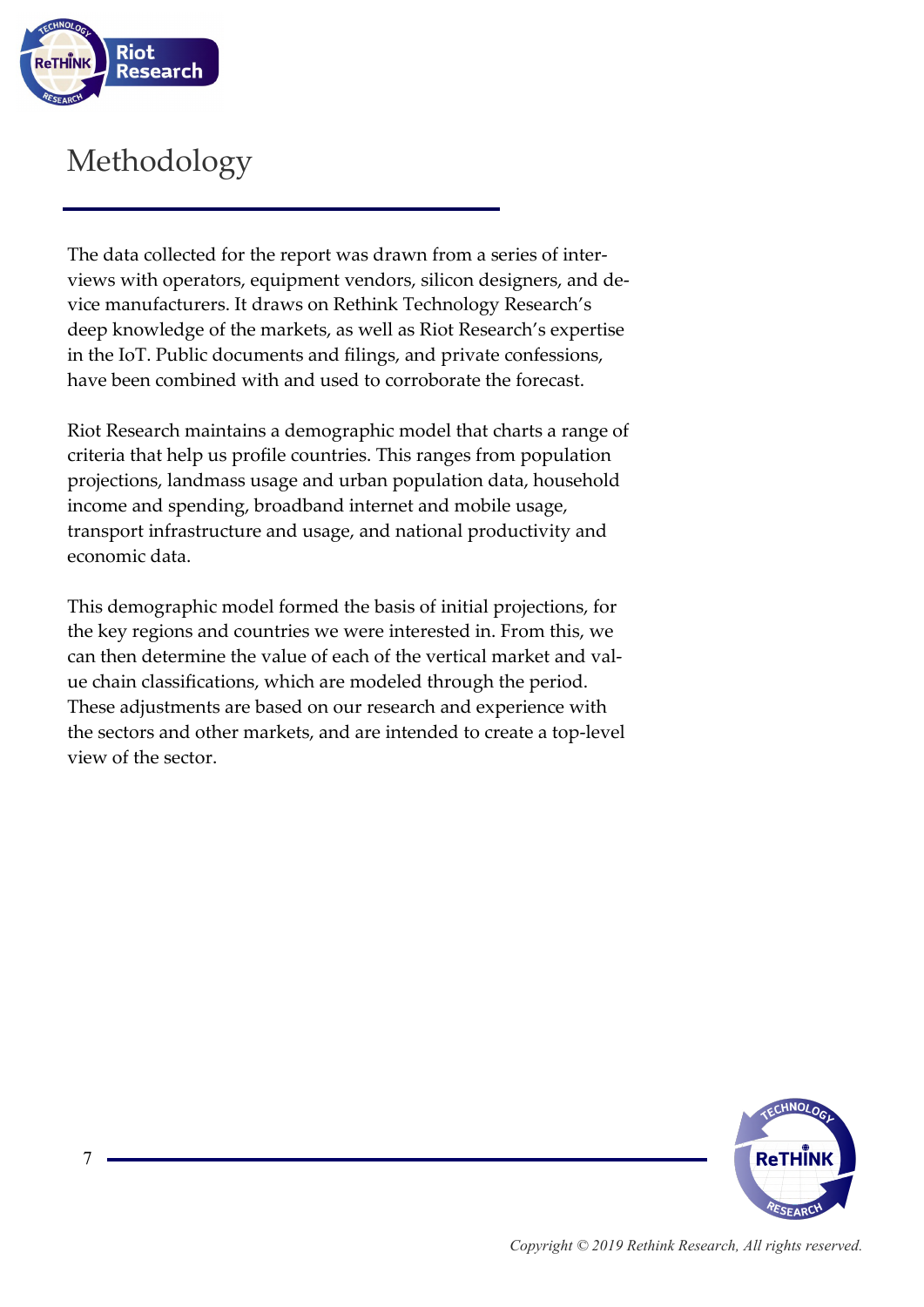# Methodology

The data collected for the report was drawn from a series of interviews with operators, equipment vendors, silicon designers, and device manufacturers. It draws on Rethink Technology Research's deep knowledge of the markets, as well as Riot Research's expertise in the IoT. Public documents and filings, and private confessions, have been combined with and used to corroborate the forecast.

Riot Research maintains a demographic model that charts a range of criteria that help us profile countries. This ranges from population projections, landmass usage and urban population data, household income and spending, broadband internet and mobile usage, transport infrastructure and usage, and national productivity and economic data.

This demographic model formed the basis of initial projections, for the key regions and countries we were interested in. From this, we can then determine the value of each of the vertical market and value chain classifications, which are modeled through the period. These adjustments are based on our research and experience with the sectors and other markets, and are intended to create a top-level view of the sector.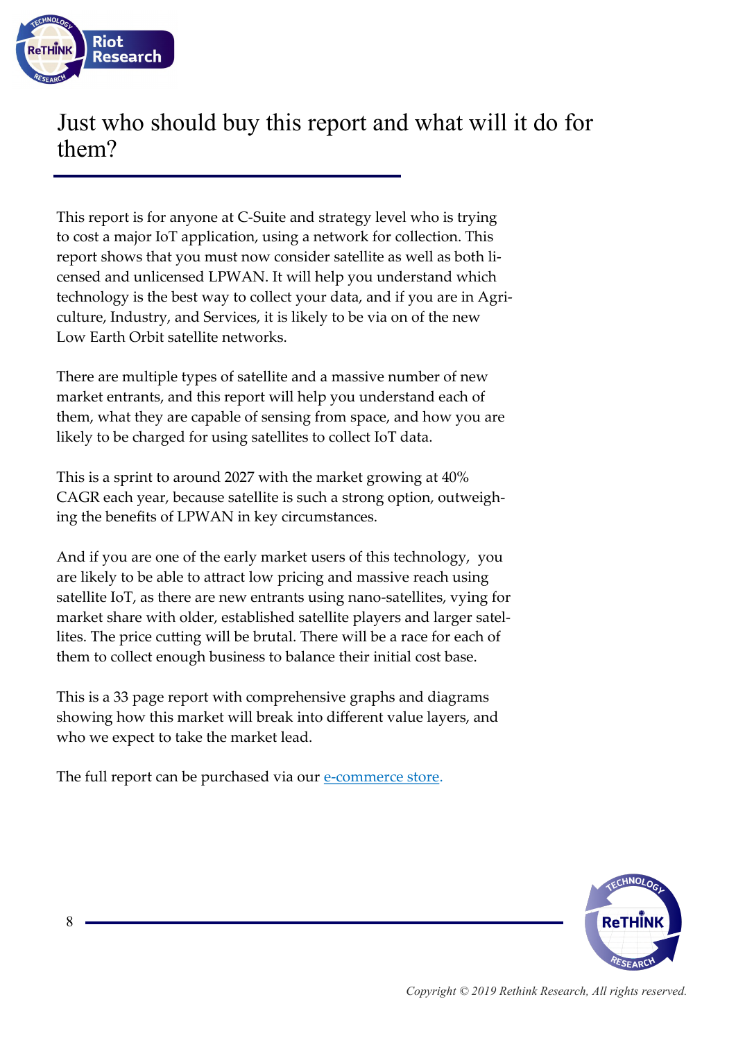# Just who should buy this report and what will it do for them?

This report is for anyone at C-Suite and strategy level who is trying to cost a major IoT application, using a network for collection. This report shows that you must now consider satellite as well as both licensed and unlicensed LPWAN. It will help you understand which technology is the best way to collect your data, and if you are in Agriculture, Industry, and Services, it is likely to be via on of the new Low Earth Orbit satellite networks.

There are multiple types of satellite and a massive number of new market entrants, and this report will help you understand each of them, what they are capable of sensing from space, and how you are likely to be charged for using satellites to collect IoT data.

This is a sprint to around 2027 with the market growing at 40% CAGR each year, because satellite is such a strong option, outweighing the benefits of LPWAN in key circumstances.

And if you are one of the early market users of this technology, you are likely to be able to attract low pricing and massive reach using satellite IoT, as there are new entrants using nano-satellites, vying for market share with older, established satellite players and larger satellites. The price cutting will be brutal. There will be a race for each of them to collect enough business to balance their initial cost base.

This is a 33 page report with comprehensive graphs and diagrams showing how this market will break into different value layers, and who we expect to take the market lead.

The full report can be purchased via our [e-commerce store.](#)

*Copyright © 2019 Rethink Research, All rights reserved.*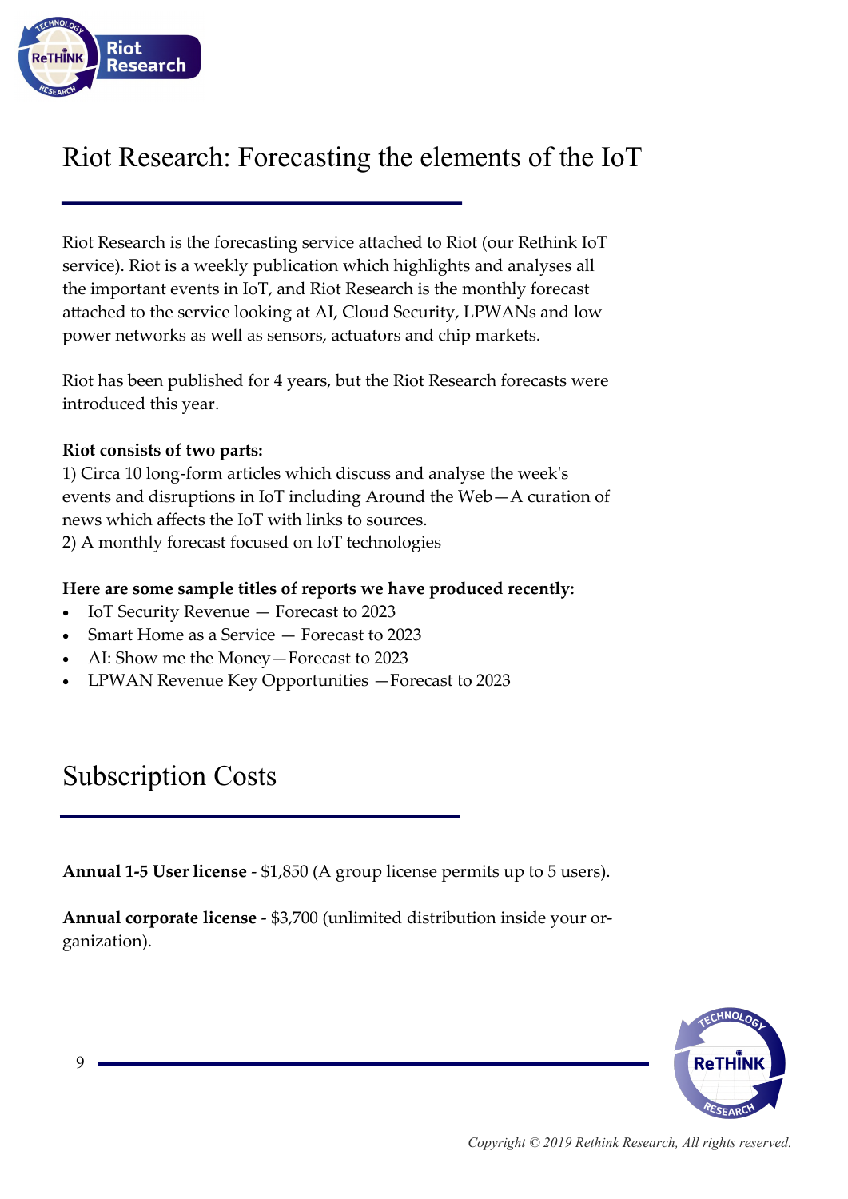# Riot Research: Forecasting the elements of the IoT

Riot Research is the forecasting service attached to Riot (our Rethink IoT service). Riot is a weekly publication which highlights and analyses all the important events in IoT, and Riot Research is the monthly forecast attached to the service looking at AI, Cloud Security, LPWANs and low power networks as well as sensors, actuators and chip markets.

Riot has been published for 4 years, but the Riot Research forecasts were introduced this year.

**Riot consists of two parts:**
1) Circa 10 long-form articles which discuss and analyse the week's events and disruptions in IoT including Around the Web—A curation of news which affects the IoT with links to sources.
2) A monthly forecast focused on IoT technologies

**Here are some sample titles of reports we have produced recently:**

- IoT Security Revenue — Forecast to 2023
- Smart Home as a Service — Forecast to 2023
- AI: Show me the Money—Forecast to 2023
- LPWAN Revenue Key Opportunities —Forecast to 2023

# Subscription Costs

**Annual 1-5 User license** - $1,850 (A group license permits up to 5 users).

**Annual corporate license** - $3,700 (unlimited distribution inside your organization).

*Copyright © 2019 Rethink Research, All rights reserved.*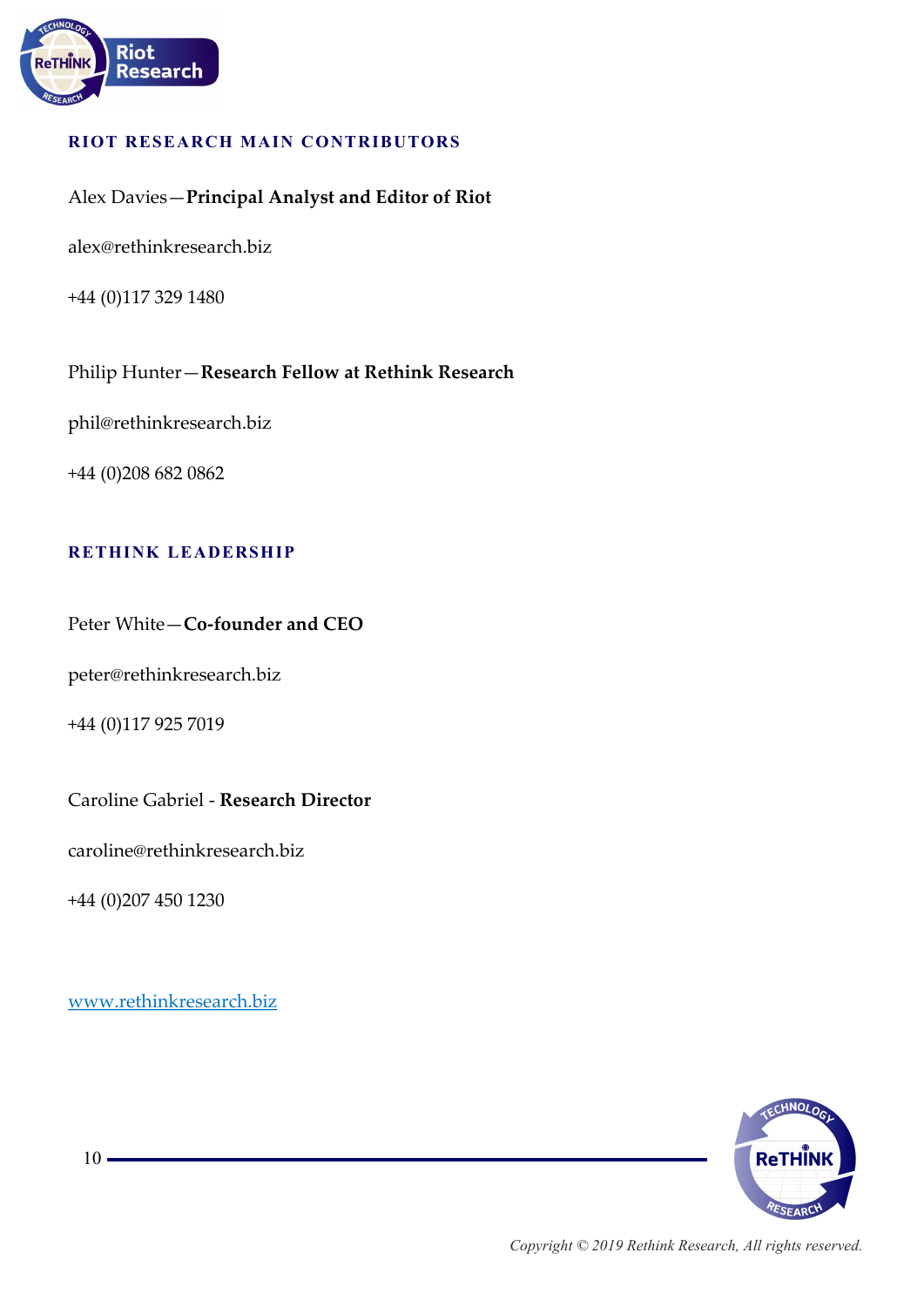## RIOT RESEARCH MAIN CONTRIBUTORS

Alex Davies—**Principal Analyst and Editor of Riot**

alex@rethinkresearch.biz

+44 (0)117 329 1480

Philip Hunter—**Research Fellow at Rethink Research**

phil@rethinkresearch.biz

+44 (0)208 682 0862

## RETHINK LEADERSHIP

Peter White—**Co-founder and CEO**

peter@rethinkresearch.biz

+44 (0)117 925 7019

Caroline Gabriel - **Research Director**

caroline@rethinkresearch.biz

+44 (0)207 450 1230

[www.rethinkresearch.biz](http://www.rethinkresearch.biz)

*Copyright © 2019 Rethink Research, All rights reserved.*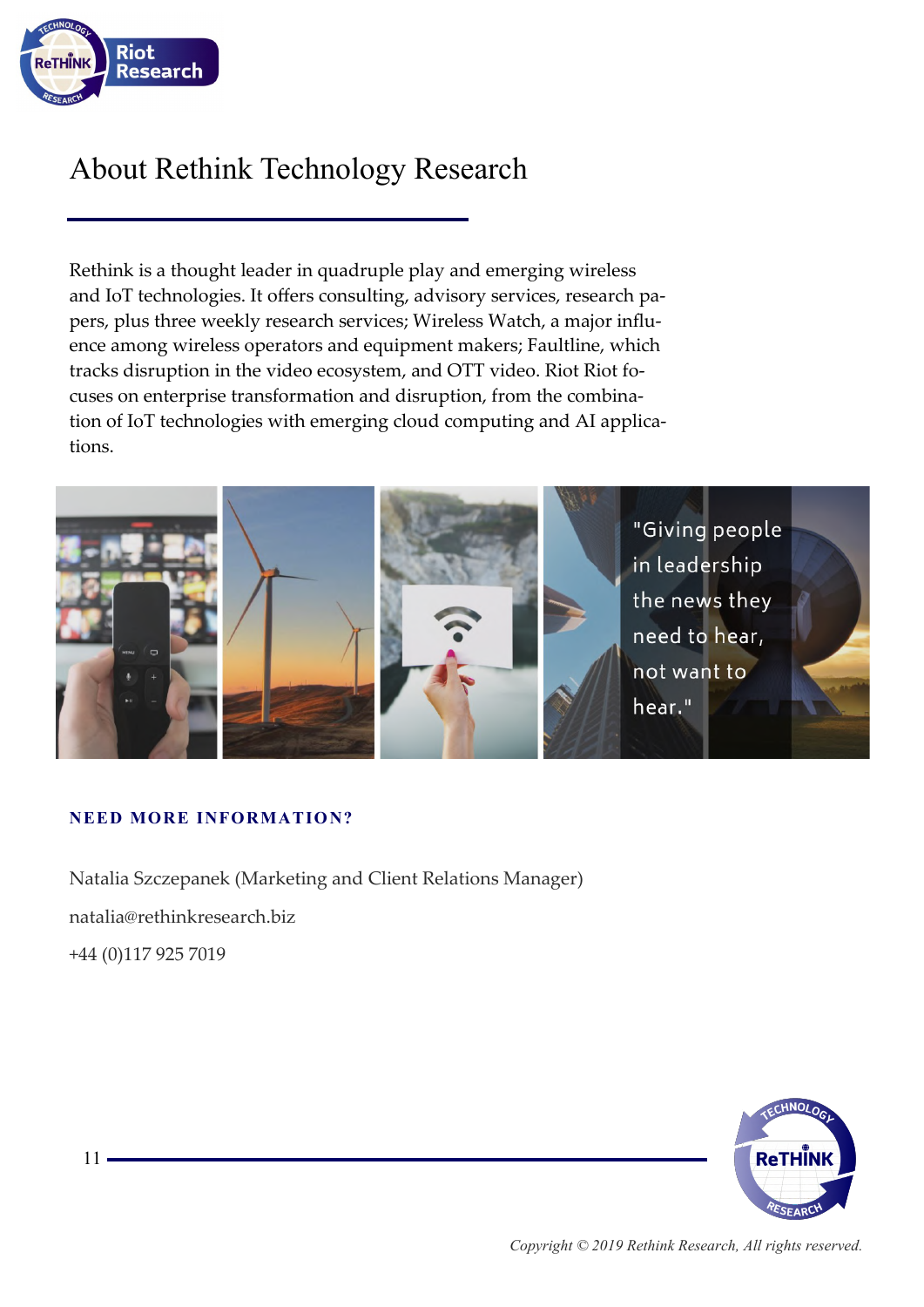# About Rethink Technology Research

Rethink is a thought leader in quadruple play and emerging wireless and IoT technologies. It offers consulting, advisory services, research papers, plus three weekly research services; Wireless Watch, a major influence among wireless operators and equipment makers; Faultline, which tracks disruption in the video ecosystem, and OTT video. Riot Riot focuses on enterprise transformation and disruption, from the combination of IoT technologies with emerging cloud computing and AI applications.

"Giving people in leadership the news they need to hear, not want to hear."

**NEED MORE INFORMATION?**

Natalia Szczepanek (Marketing and Client Relations Manager)

natalia@rethinkresearch.biz

+44 (0)117 925 7019

*Copyright © 2019 Rethink Research, All rights reserved.*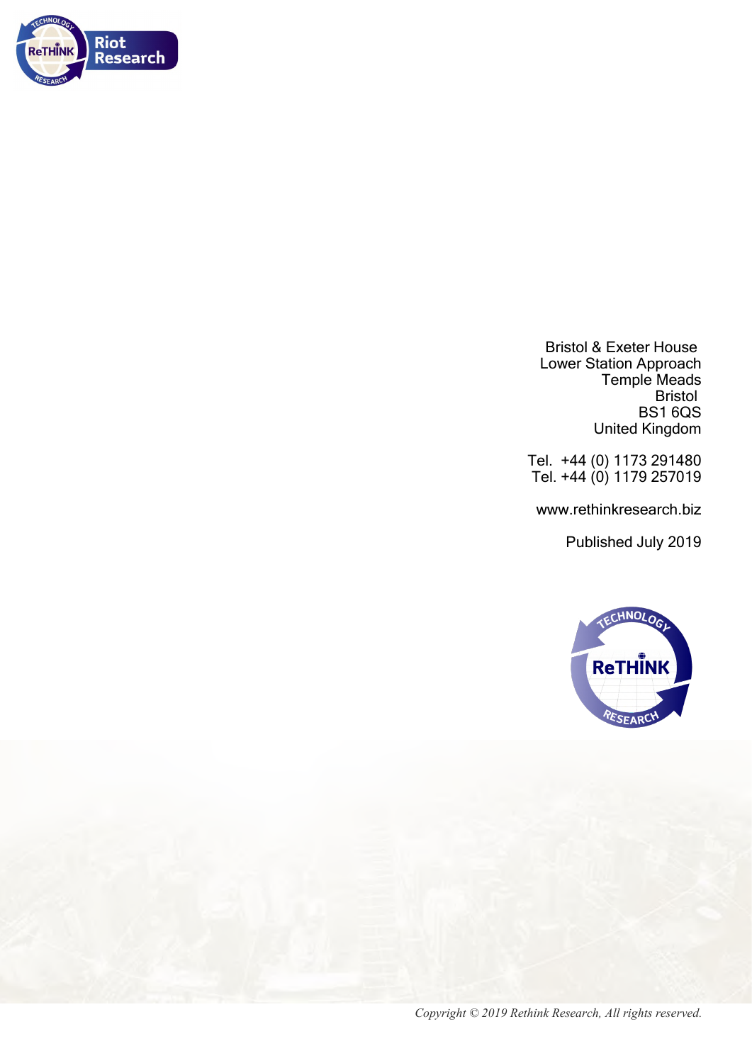Bristol & Exeter House
Lower Station Approach
Temple Meads
Bristol
BS1 6QS
United Kingdom

Tel. +44 (0) 1173 291480
Tel. +44 (0) 1179 257019

www.rethinkresearch.biz

Published July 2019

*Copyright © 2019 Rethink Research, All rights reserved.*